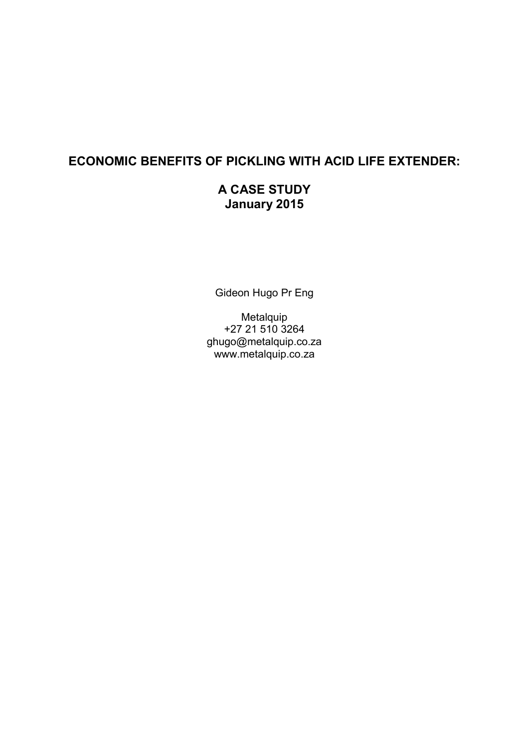# ECONOMIC BENEFITS OF PICKLING WITH ACID LIFE EXTENDER:

## A CASE STUDY
## January 2015

Gideon Hugo Pr Eng

Metalquip
+27 21 510 3264
ghugo@metalquip.co.za
www.metalquip.co.za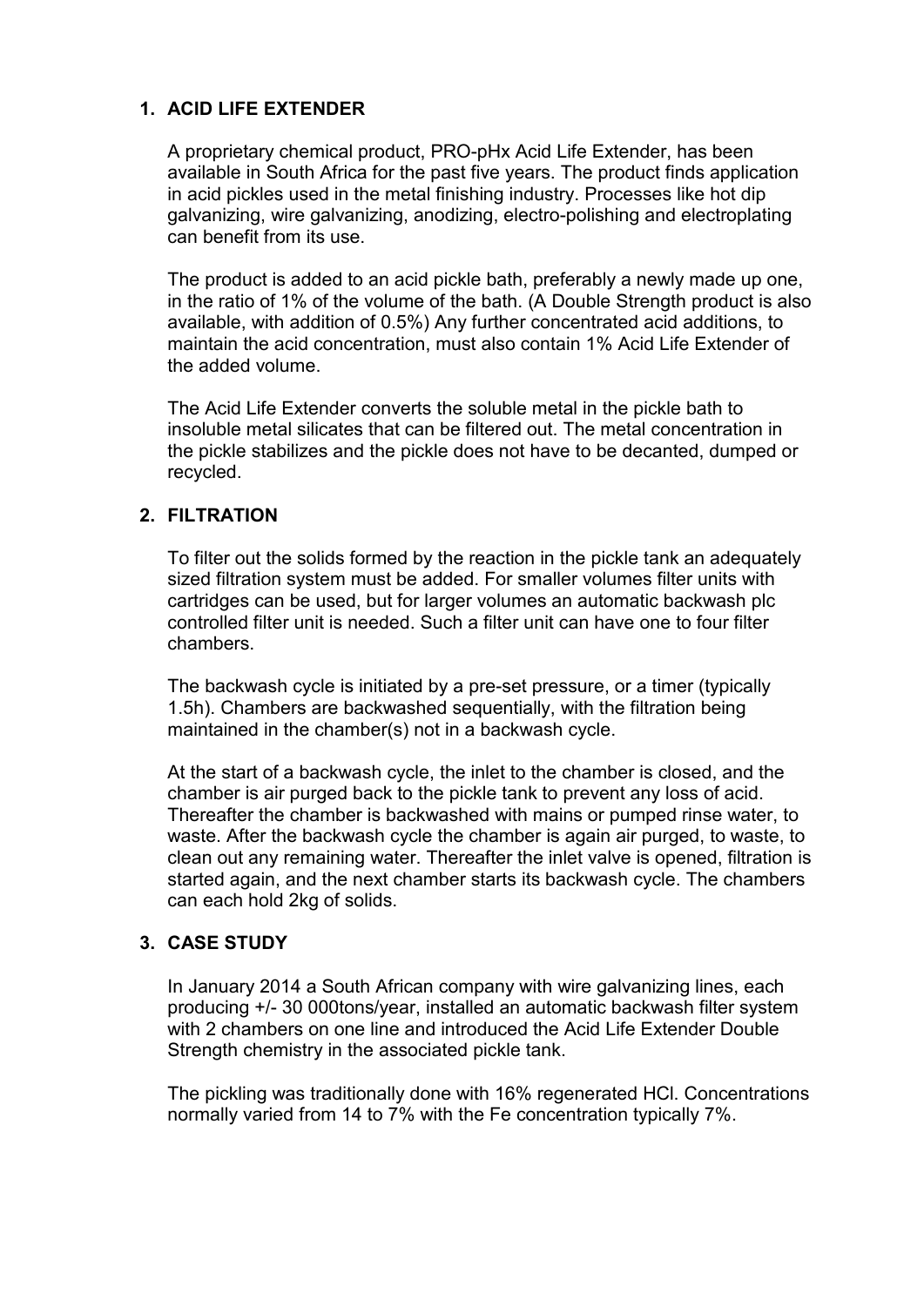## 1. ACID LIFE EXTENDER

A proprietary chemical product, PRO-pHx Acid Life Extender, has been available in South Africa for the past five years. The product finds application in acid pickles used in the metal finishing industry. Processes like hot dip galvanizing, wire galvanizing, anodizing, electro-polishing and electroplating can benefit from its use.

The product is added to an acid pickle bath, preferably a newly made up one, in the ratio of 1% of the volume of the bath. (A Double Strength product is also available, with addition of 0.5%) Any further concentrated acid additions, to maintain the acid concentration, must also contain 1% Acid Life Extender of the added volume.

The Acid Life Extender converts the soluble metal in the pickle bath to insoluble metal silicates that can be filtered out. The metal concentration in the pickle stabilizes and the pickle does not have to be decanted, dumped or recycled.

## 2. FILTRATION

To filter out the solids formed by the reaction in the pickle tank an adequately sized filtration system must be added. For smaller volumes filter units with cartridges can be used, but for larger volumes an automatic backwash plc controlled filter unit is needed. Such a filter unit can have one to four filter chambers.

The backwash cycle is initiated by a pre-set pressure, or a timer (typically 1.5h). Chambers are backwashed sequentially, with the filtration being maintained in the chamber(s) not in a backwash cycle.

At the start of a backwash cycle, the inlet to the chamber is closed, and the chamber is air purged back to the pickle tank to prevent any loss of acid. Thereafter the chamber is backwashed with mains or pumped rinse water, to waste. After the backwash cycle the chamber is again air purged, to waste, to clean out any remaining water. Thereafter the inlet valve is opened, filtration is started again, and the next chamber starts its backwash cycle. The chambers can each hold 2kg of solids.

## 3. CASE STUDY

In January 2014 a South African company with wire galvanizing lines, each producing +/- 30 000tons/year, installed an automatic backwash filter system with 2 chambers on one line and introduced the Acid Life Extender Double Strength chemistry in the associated pickle tank.

The pickling was traditionally done with 16% regenerated HCl. Concentrations normally varied from 14 to 7% with the Fe concentration typically 7%.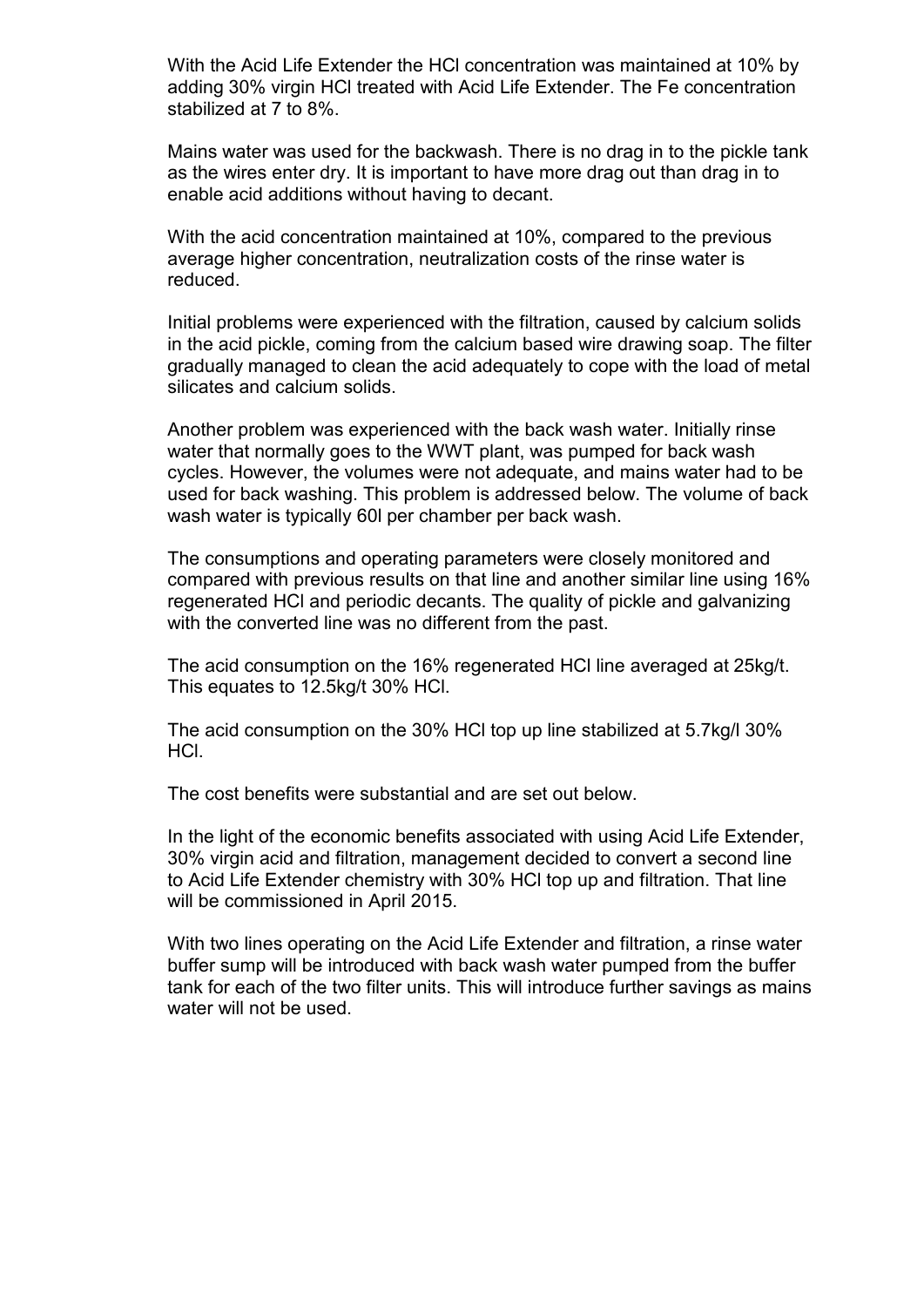With the Acid Life Extender the HCl concentration was maintained at 10% by adding 30% virgin HCl treated with Acid Life Extender. The Fe concentration stabilized at 7 to 8%.

Mains water was used for the backwash. There is no drag in to the pickle tank as the wires enter dry. It is important to have more drag out than drag in to enable acid additions without having to decant.

With the acid concentration maintained at 10%, compared to the previous average higher concentration, neutralization costs of the rinse water is reduced.

Initial problems were experienced with the filtration, caused by calcium solids in the acid pickle, coming from the calcium based wire drawing soap. The filter gradually managed to clean the acid adequately to cope with the load of metal silicates and calcium solids.

Another problem was experienced with the back wash water. Initially rinse water that normally goes to the WWT plant, was pumped for back wash cycles. However, the volumes were not adequate, and mains water had to be used for back washing. This problem is addressed below. The volume of back wash water is typically 60l per chamber per back wash.

The consumptions and operating parameters were closely monitored and compared with previous results on that line and another similar line using 16% regenerated HCl and periodic decants. The quality of pickle and galvanizing with the converted line was no different from the past.

The acid consumption on the 16% regenerated HCl line averaged at 25kg/t. This equates to 12.5kg/t 30% HCl.

The acid consumption on the 30% HCl top up line stabilized at 5.7kg/l 30% HCl.

The cost benefits were substantial and are set out below.

In the light of the economic benefits associated with using Acid Life Extender, 30% virgin acid and filtration, management decided to convert a second line to Acid Life Extender chemistry with 30% HCl top up and filtration. That line will be commissioned in April 2015.

With two lines operating on the Acid Life Extender and filtration, a rinse water buffer sump will be introduced with back wash water pumped from the buffer tank for each of the two filter units. This will introduce further savings as mains water will not be used.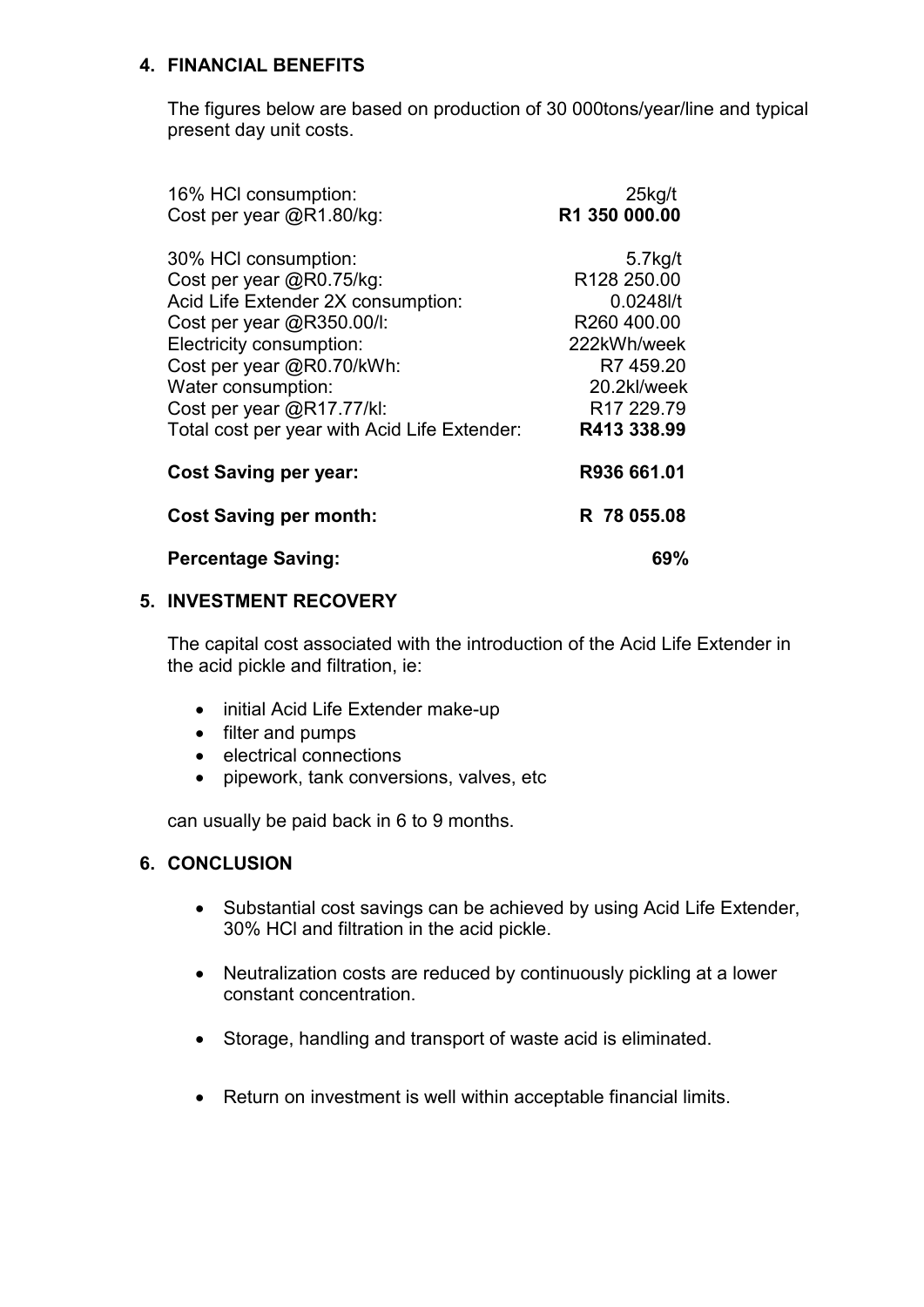## 4. FINANCIAL BENEFITS

The figures below are based on production of 30 000tons/year/line and typical present day unit costs.

| | |
|---|---|
| 16% HCl consumption: | 25kg/t |
| Cost per year @R1.80/kg: | **R1 350 000.00** |
| | |
| 30% HCl consumption: | 5.7kg/t |
| Cost per year @R0.75/kg: | R128 250.00 |
| Acid Life Extender 2X consumption: | 0.0248l/t |
| Cost per year @R350.00/l: | R260 400.00 |
| Electricity consumption: | 222kWh/week |
| Cost per year @R0.70/kWh: | R7 459.20 |
| Water consumption: | 20.2kl/week |
| Cost per year @R17.77/kl: | R17 229.79 |
| Total cost per year with Acid Life Extender: | **R413 338.99** |
| **Cost Saving per year:** | **R936 661.01** |
| **Cost Saving per month:** | **R 78 055.08** |
| **Percentage Saving:** | **69%** |

## 5. INVESTMENT RECOVERY

The capital cost associated with the introduction of the Acid Life Extender in the acid pickle and filtration, ie:

- initial Acid Life Extender make-up
- filter and pumps
- electrical connections
- pipework, tank conversions, valves, etc

can usually be paid back in 6 to 9 months.

## 6. CONCLUSION

- Substantial cost savings can be achieved by using Acid Life Extender, 30% HCl and filtration in the acid pickle.
- Neutralization costs are reduced by continuously pickling at a lower constant concentration.
- Storage, handling and transport of waste acid is eliminated.
- Return on investment is well within acceptable financial limits.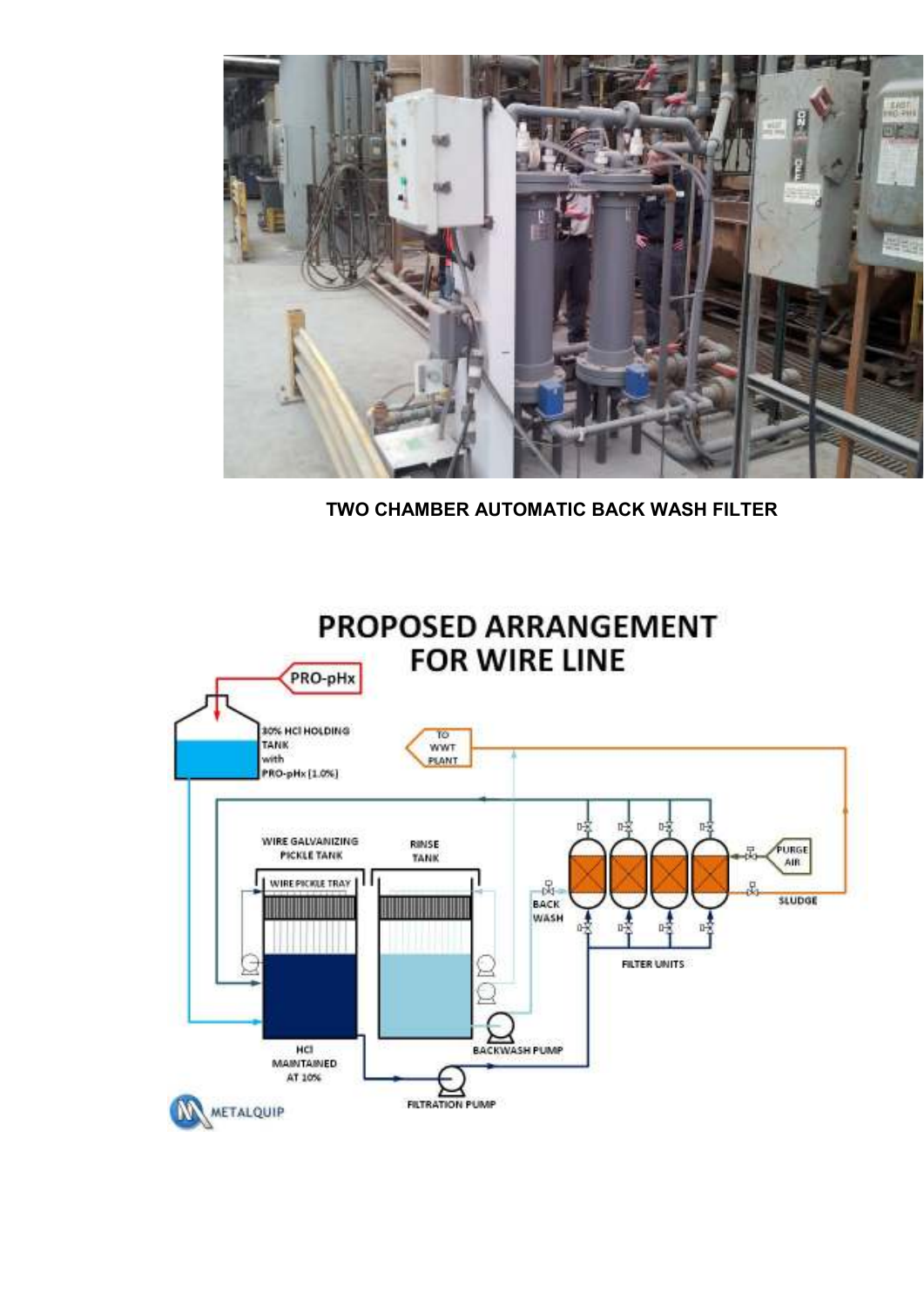TWO CHAMBER AUTOMATIC BACK WASH FILTER

PROPOSED ARRANGEMENT FOR WIRE LINE

PRO-pHx

30% HCl HOLDING TANK with PRO-pHx [1.0%]

TO WWT PLANT

WIRE GALVANIZING PICKLE TANK

WIRE PICKLE TRAY

RINSE TANK

BACK WASH

PURGE AIR

SLUDGE

FILTER UNITS

HCl MAINTAINED AT 10%

BACKWASH PUMP

FILTRATION PUMP

METALQUIP